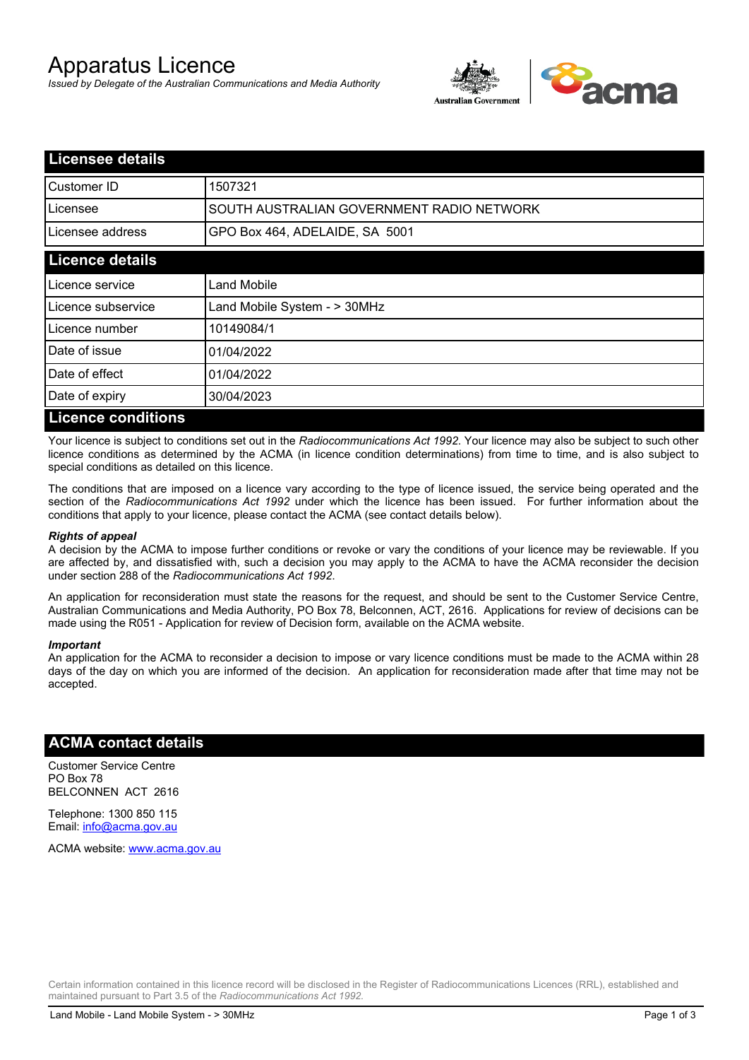# Apparatus Licence

*Issued by Delegate of the Australian Communications and Media Authority*

## Licensee details

| | |
|---|---|
| Customer ID | 1507321 |
| Licensee | SOUTH AUSTRALIAN GOVERNMENT RADIO NETWORK |
| Licensee address | GPO Box 464, ADELAIDE, SA 5001 |

## Licence details

| | |
|---|---|
| Licence service | Land Mobile |
| Licence subservice | Land Mobile System - > 30MHz |
| Licence number | 10149084/1 |
| Date of issue | 01/04/2022 |
| Date of effect | 01/04/2022 |
| Date of expiry | 30/04/2023 |

## Licence conditions

Your licence is subject to conditions set out in the *Radiocommunications Act 1992*. Your licence may also be subject to such other licence conditions as determined by the ACMA (in licence condition determinations) from time to time, and is also subject to special conditions as detailed on this licence.

The conditions that are imposed on a licence vary according to the type of licence issued, the service being operated and the section of the *Radiocommunications Act 1992* under which the licence has been issued. For further information about the conditions that apply to your licence, please contact the ACMA (see contact details below).

#### *Rights of appeal*

A decision by the ACMA to impose further conditions or revoke or vary the conditions of your licence may be reviewable. If you are affected by, and dissatisfied with, such a decision you may apply to the ACMA to have the ACMA reconsider the decision under section 288 of the *Radiocommunications Act 1992*.

An application for reconsideration must state the reasons for the request, and should be sent to the Customer Service Centre, Australian Communications and Media Authority, PO Box 78, Belconnen, ACT, 2616. Applications for review of decisions can be made using the R051 - Application for review of Decision form, available on the ACMA website.

#### *Important*

An application for the ACMA to reconsider a decision to impose or vary licence conditions must be made to the ACMA within 28 days of the day on which you are informed of the decision. An application for reconsideration made after that time may not be accepted.

## ACMA contact details

Customer Service Centre
PO Box 78
BELCONNEN ACT 2616

Telephone: 1300 850 115
Email: info@acma.gov.au

ACMA website: www.acma.gov.au

Certain information contained in this licence record will be disclosed in the Register of Radiocommunications Licences (RRL), established and maintained pursuant to Part 3.5 of the *Radiocommunications Act 1992.*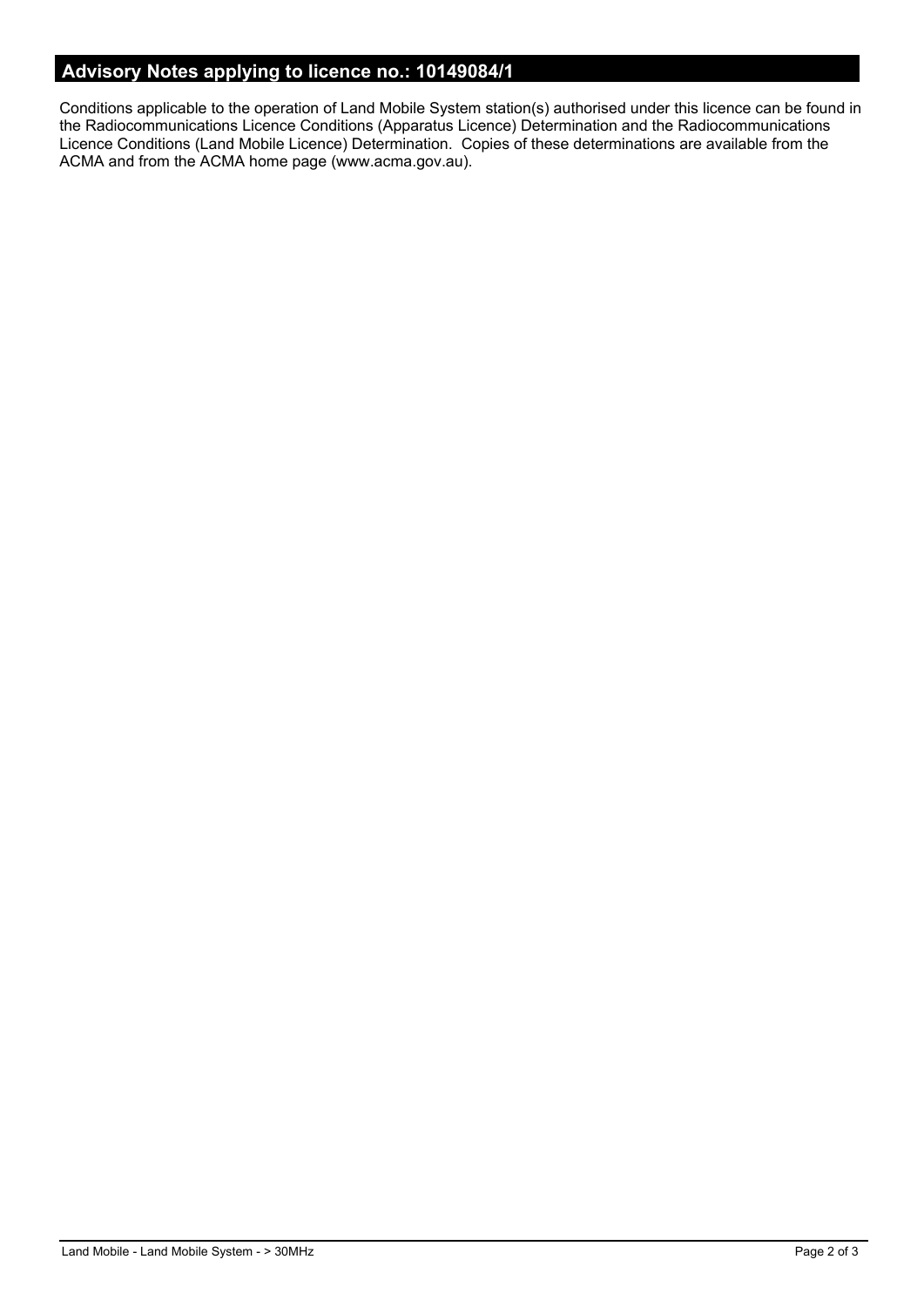## Advisory Notes applying to licence no.: 10149084/1

Conditions applicable to the operation of Land Mobile System station(s) authorised under this licence can be found in the Radiocommunications Licence Conditions (Apparatus Licence) Determination and the Radiocommunications Licence Conditions (Land Mobile Licence) Determination. Copies of these determinations are available from the ACMA and from the ACMA home page (www.acma.gov.au).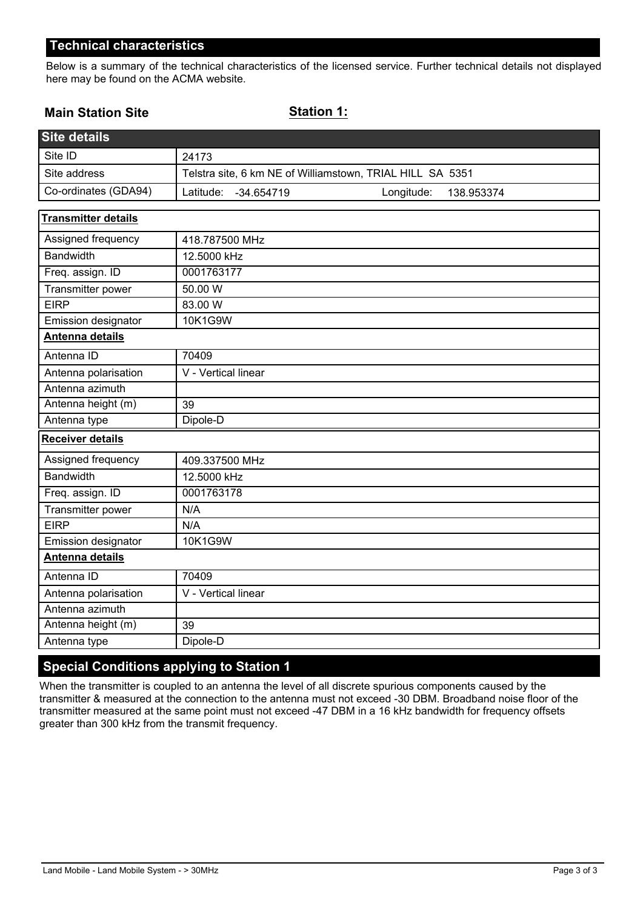## Technical characteristics

Below is a summary of the technical characteristics of the licensed service. Further technical details not displayed here may be found on the ACMA website.

**Main Station Site** **Station 1:**

| Site details | |
|---|---|
| Site ID | 24173 |
| Site address | Telstra site, 6 km NE of Williamstown, TRIAL HILL SA 5351 |
| Co-ordinates (GDA94) | Latitude: -34.654719 Longitude: 138.953374 |

| Transmitter details | |
|---|---|
| Assigned frequency | 418.787500 MHz |
| Bandwidth | 12.5000 kHz |
| Freq. assign. ID | 0001763177 |
| Transmitter power | 50.00 W |
| EIRP | 83.00 W |
| Emission designator | 10K1G9W |
| **Antenna details** | |
| Antenna ID | 70409 |
| Antenna polarisation | V - Vertical linear |
| Antenna azimuth | |
| Antenna height (m) | 39 |
| Antenna type | Dipole-D |

| Receiver details | |
|---|---|
| Assigned frequency | 409.337500 MHz |
| Bandwidth | 12.5000 kHz |
| Freq. assign. ID | 0001763178 |
| Transmitter power | N/A |
| EIRP | N/A |
| Emission designator | 10K1G9W |
| **Antenna details** | |
| Antenna ID | 70409 |
| Antenna polarisation | V - Vertical linear |
| Antenna azimuth | |
| Antenna height (m) | 39 |
| Antenna type | Dipole-D |

## Special Conditions applying to Station 1

When the transmitter is coupled to an antenna the level of all discrete spurious components caused by the transmitter & measured at the connection to the antenna must not exceed -30 DBM. Broadband noise floor of the transmitter measured at the same point must not exceed -47 DBM in a 16 kHz bandwidth for frequency offsets greater than 300 kHz from the transmit frequency.